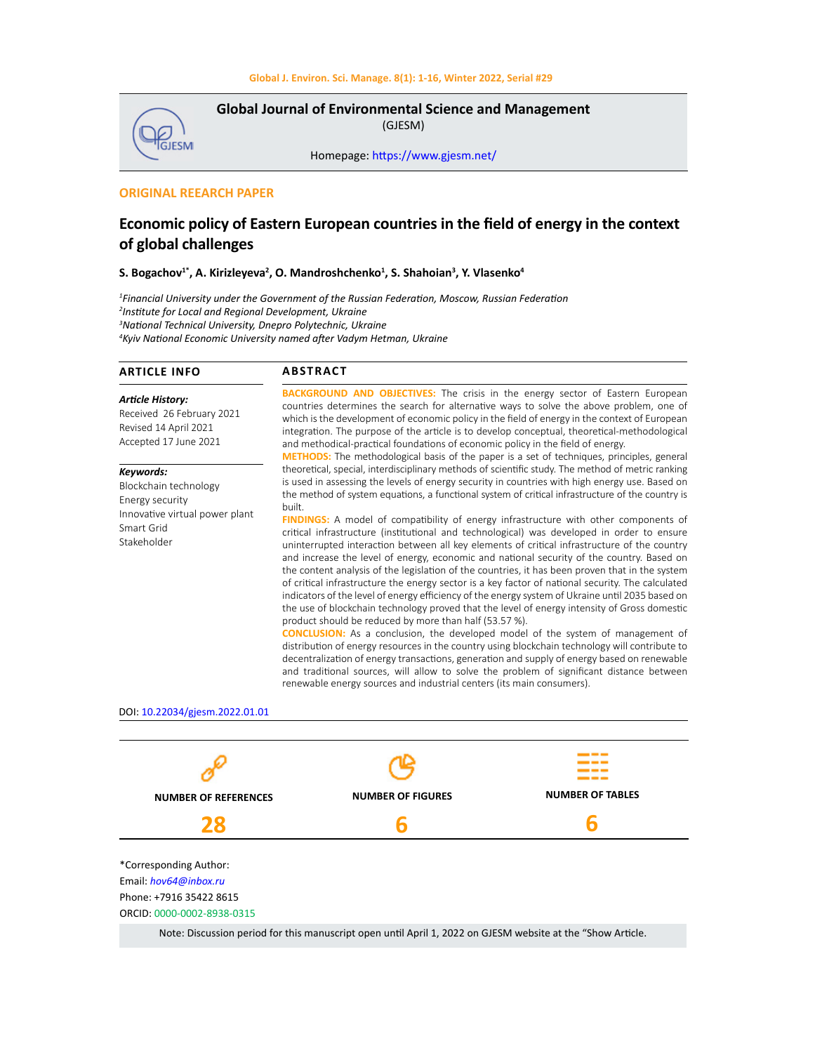**Global Journal of Environmental Science and Management**
(GJESM)

Homepage: https://www.gjesm.net/

**ORIGINAL REEARCH PAPER**

# Economic policy of Eastern European countries in the field of energy in the context of global challenges

**S. Bogachov[1*], A. Kirizleyeva[2], O. Mandroshchenko[1], S. Shahoian[3], Y. Vlasenko[4]**

*[1]Financial University under the Government of the Russian Federation, Moscow, Russian Federation*
*[2]Institute for Local and Regional Development, Ukraine*
*[3]National Technical University, Dnepro Polytechnic, Ukraine*
*[4]Kyiv National Economic University named after Vadym Hetman, Ukraine*

## ARTICLE INFO

***Article History:***
Received 26 February 2021
Revised 14 April 2021
Accepted 17 June 2021

***Keywords:***
Blockchain technology
Energy security
Innovative virtual power plant
Smart Grid
Stakeholder

## ABSTRACT

**BACKGROUND AND OBJECTIVES:** The crisis in the energy sector of Eastern European countries determines the search for alternative ways to solve the above problem, one of which is the development of economic policy in the field of energy in the context of European integration. The purpose of the article is to develop conceptual, theoretical-methodological and methodical-practical foundations of economic policy in the field of energy.

**METHODS:** The methodological basis of the paper is a set of techniques, principles, general theoretical, special, interdisciplinary methods of scientific study. The method of metric ranking is used in assessing the levels of energy security in countries with high energy use. Based on the method of system equations, a functional system of critical infrastructure of the country is built.

**FINDINGS:** A model of compatibility of energy infrastructure with other components of critical infrastructure (institutional and technological) was developed in order to ensure uninterrupted interaction between all key elements of critical infrastructure of the country and increase the level of energy, economic and national security of the country. Based on the content analysis of the legislation of the countries, it has been proven that in the system of critical infrastructure the energy sector is a key factor of national security. The calculated indicators of the level of energy efficiency of the energy system of Ukraine until 2035 based on the use of blockchain technology proved that the level of energy intensity of Gross domestic product should be reduced by more than half (53.57 %).

**CONCLUSION:** As a conclusion, the developed model of the system of management of distribution of energy resources in the country using blockchain technology will contribute to decentralization of energy transactions, generation and supply of energy based on renewable and traditional sources, will allow to solve the problem of significant distance between renewable energy sources and industrial centers (its main consumers).

DOI: 10.22034/gjesm.2022.01.01

| NUMBER OF REFERENCES | NUMBER OF FIGURES | NUMBER OF TABLES |
|---|---|---|
| 28 | 6 | 6 |

*Corresponding Author:
Email: *hov64@inbox.ru*
Phone: +7916 35422 8615
ORCID: 0000-0002-8938-0315

Note: Discussion period for this manuscript open until April 1, 2022 on GJESM website at the "Show Article.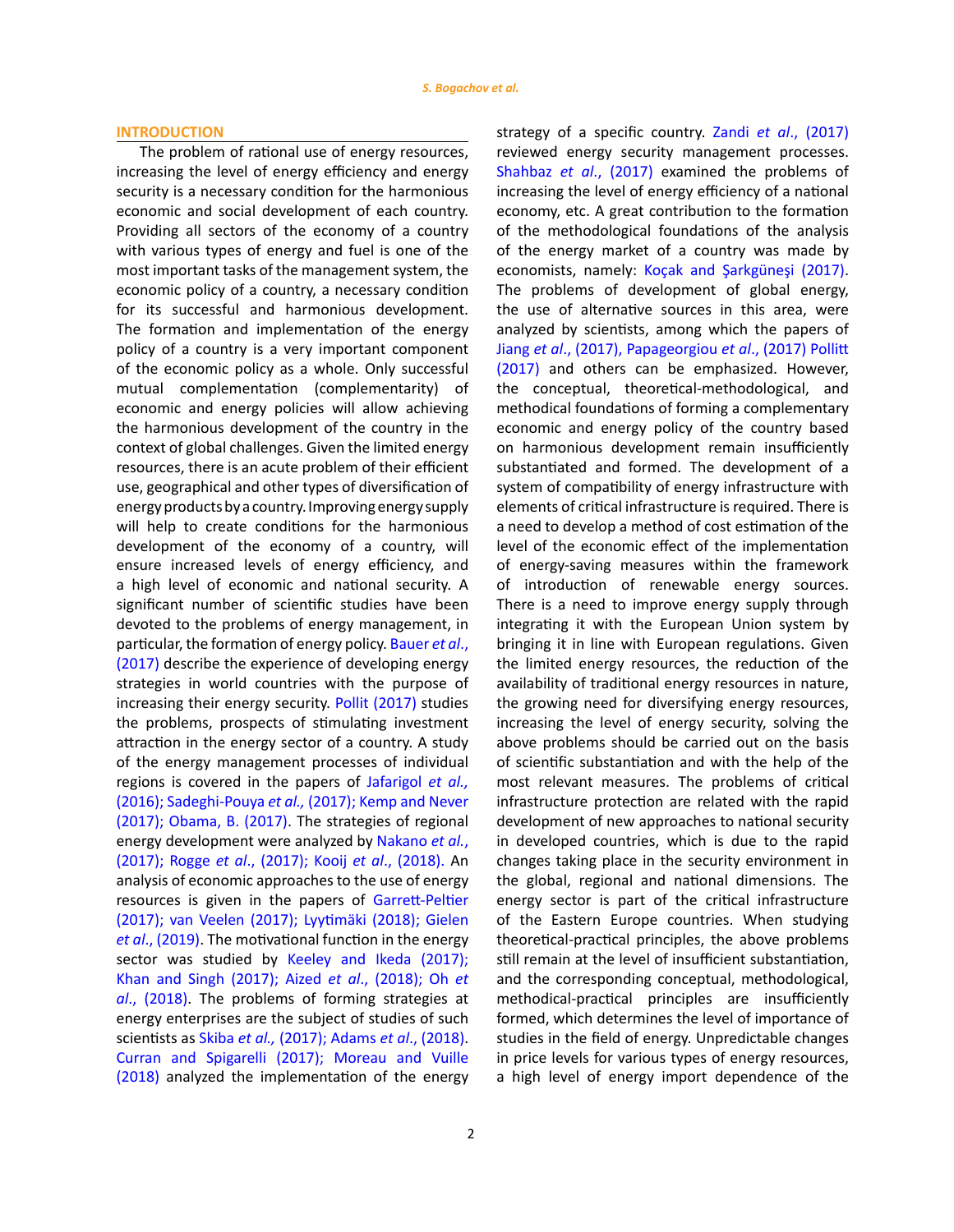## INTRODUCTION

The problem of rational use of energy resources, increasing the level of energy efficiency and energy security is a necessary condition for the harmonious economic and social development of each country. Providing all sectors of the economy of a country with various types of energy and fuel is one of the most important tasks of the management system, the economic policy of a country, a necessary condition for its successful and harmonious development. The formation and implementation of the energy policy of a country is a very important component of the economic policy as a whole. Only successful mutual complementation (complementarity) of economic and energy policies will allow achieving the harmonious development of the country in the context of global challenges. Given the limited energy resources, there is an acute problem of their efficient use, geographical and other types of diversification of energy products by a country. Improving energy supply will help to create conditions for the harmonious development of the economy of a country, will ensure increased levels of energy efficiency, and a high level of economic and national security. A significant number of scientific studies have been devoted to the problems of energy management, in particular, the formation of energy policy. Bauer *et al*., (2017) describe the experience of developing energy strategies in world countries with the purpose of increasing their energy security. Pollit (2017) studies the problems, prospects of stimulating investment attraction in the energy sector of a country. A study of the energy management processes of individual regions is covered in the papers of Jafarigol *et al.,* (2016); Sadeghi-Pouya *et al.,* (2017); Kemp and Never (2017); Obama, B. (2017). The strategies of regional energy development were analyzed by Nakano *et al*., (2017); Rogge *et al*., (2017); Kooij *et al*., (2018). An analysis of economic approaches to the use of energy resources is given in the papers of Garrett-Peltier (2017); van Veelen (2017); Lyytimäki (2018); Gielen *et al*., (2019). The motivational function in the energy sector was studied by Keeley and Ikeda (2017); Khan and Singh (2017); Aized *et al*., (2018); Oh *et al*., (2018). The problems of forming strategies at energy enterprises are the subject of studies of such scientists as Skiba *et al.,* (2017); Adams *et al*., (2018). Curran and Spigarelli (2017); Moreau and Vuille (2018) analyzed the implementation of the energy strategy of a specific country. Zandi *et al*., (2017) reviewed energy security management processes. Shahbaz *et al*., (2017) examined the problems of increasing the level of energy efficiency of a national economy, etc. A great contribution to the formation of the methodological foundations of the analysis of the energy market of a country was made by economists, namely: Koçak and Şarkgüneşi (2017). The problems of development of global energy, the use of alternative sources in this area, were analyzed by scientists, among which the papers of Jiang *et al*., (2017), Papageorgiou *et al*., (2017) Pollitt (2017) and others can be emphasized. However, the conceptual, theoretical-methodological, and methodical foundations of forming a complementary economic and energy policy of the country based on harmonious development remain insufficiently substantiated and formed. The development of a system of compatibility of energy infrastructure with elements of critical infrastructure is required. There is a need to develop a method of cost estimation of the level of the economic effect of the implementation of energy-saving measures within the framework of introduction of renewable energy sources. There is a need to improve energy supply through integrating it with the European Union system by bringing it in line with European regulations. Given the limited energy resources, the reduction of the availability of traditional energy resources in nature, the growing need for diversifying energy resources, increasing the level of energy security, solving the above problems should be carried out on the basis of scientific substantiation and with the help of the most relevant measures. The problems of critical infrastructure protection are related with the rapid development of new approaches to national security in developed countries, which is due to the rapid changes taking place in the security environment in the global, regional and national dimensions. The energy sector is part of the critical infrastructure of the Eastern Europe countries. When studying theoretical-practical principles, the above problems still remain at the level of insufficient substantiation, and the corresponding conceptual, methodological, methodical-practical principles are insufficiently formed, which determines the level of importance of studies in the field of energy. Unpredictable changes in price levels for various types of energy resources, a high level of energy import dependence of the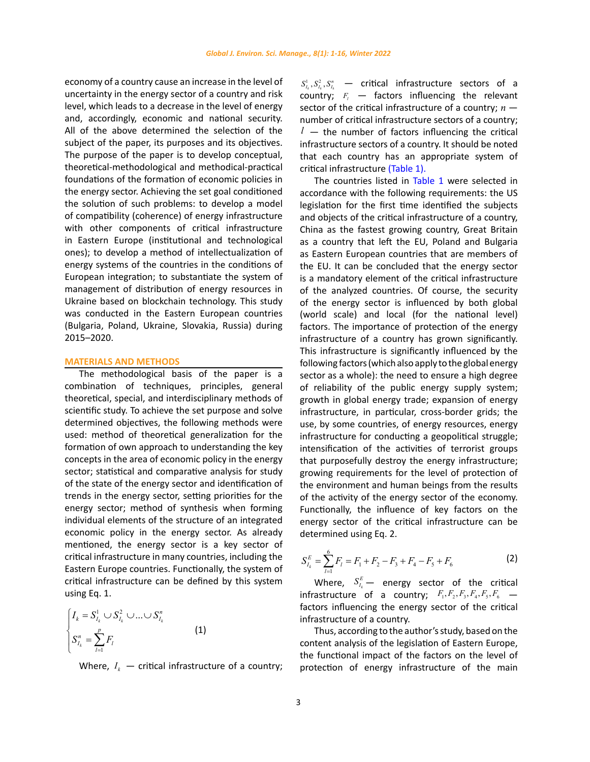economy of a country cause an increase in the level of uncertainty in the energy sector of a country and risk level, which leads to a decrease in the level of energy and, accordingly, economic and national security. All of the above determined the selection of the subject of the paper, its purposes and its objectives. The purpose of the paper is to develop conceptual, theoretical-methodological and methodical-practical foundations of the formation of economic policies in the energy sector. Achieving the set goal conditioned the solution of such problems: to develop a model of compatibility (coherence) of energy infrastructure with other components of critical infrastructure in Eastern Europe (institutional and technological ones); to develop a method of intellectualization of energy systems of the countries in the conditions of European integration; to substantiate the system of management of distribution of energy resources in Ukraine based on blockchain technology. This study was conducted in the Eastern European countries (Bulgaria, Poland, Ukraine, Slovakia, Russia) during 2015–2020.

## MATERIALS AND METHODS

The methodological basis of the paper is a combination of techniques, principles, general theoretical, special, and interdisciplinary methods of scientific study. To achieve the set purpose and solve determined objectives, the following methods were used: method of theoretical generalization for the formation of own approach to understanding the key concepts in the area of economic policy in the energy sector; statistical and comparative analysis for study of the state of the energy sector and identification of trends in the energy sector, setting priorities for the energy sector; method of synthesis when forming individual elements of the structure of an integrated economic policy in the energy sector. As already mentioned, the energy sector is a key sector of critical infrastructure in many countries, including the Eastern Europe countries. Functionally, the system of critical infrastructure can be defined by this system using Eq. 1.

$$
\begin{cases} I_k = S_{I_k}^1 \cup S_{I_k}^2 \cup \ldots \cup S_{I_k}^n \\ S_{I_k}^n = \sum_{l=1}^{p} F_l \end{cases} \quad (1)
$$

Where, $I_k$ — critical infrastructure of a country; $S_{I_k}^1, S_{I_k}^2, S_{I_k}^n$ — critical infrastructure sectors of a country; $F_l$ — factors influencing the relevant sector of the critical infrastructure of a country; $n$ — number of critical infrastructure sectors of a country; $l$ — the number of factors influencing the critical infrastructure sectors of a country. It should be noted that each country has an appropriate system of critical infrastructure (Table 1).

The countries listed in Table 1 were selected in accordance with the following requirements: the US legislation for the first time identified the subjects and objects of the critical infrastructure of a country, China as the fastest growing country, Great Britain as a country that left the EU, Poland and Bulgaria as Eastern European countries that are members of the EU. It can be concluded that the energy sector is a mandatory element of the critical infrastructure of the analyzed countries. Of course, the security of the energy sector is influenced by both global (world scale) and local (for the national level) factors. The importance of protection of the energy infrastructure of a country has grown significantly. This infrastructure is significantly influenced by the following factors (which also apply to the global energy sector as a whole): the need to ensure a high degree of reliability of the public energy supply system; growth in global energy trade; expansion of energy infrastructure, in particular, cross-border grids; the use, by some countries, of energy resources, energy infrastructure for conducting a geopolitical struggle; intensification of the activities of terrorist groups that purposefully destroy the energy infrastructure; growing requirements for the level of protection of the environment and human beings from the results of the activity of the energy sector of the economy. Functionally, the influence of key factors on the energy sector of the critical infrastructure can be determined using Eq. 2.

$$
S_{I_k}^E = \sum_{l=1}^{6} F_l = F_1 + F_2 - F_3 + F_4 - F_5 + F_6 \quad (2)
$$

Where, $S_{I_k}^E$ — energy sector of the critical infrastructure of a country; $F_1, F_2, F_3, F_4, F_5, F_6$ — factors influencing the energy sector of the critical infrastructure of a country.

Thus, according to the author's study, based on the content analysis of the legislation of Eastern Europe, the functional impact of the factors on the level of protection of energy infrastructure of the main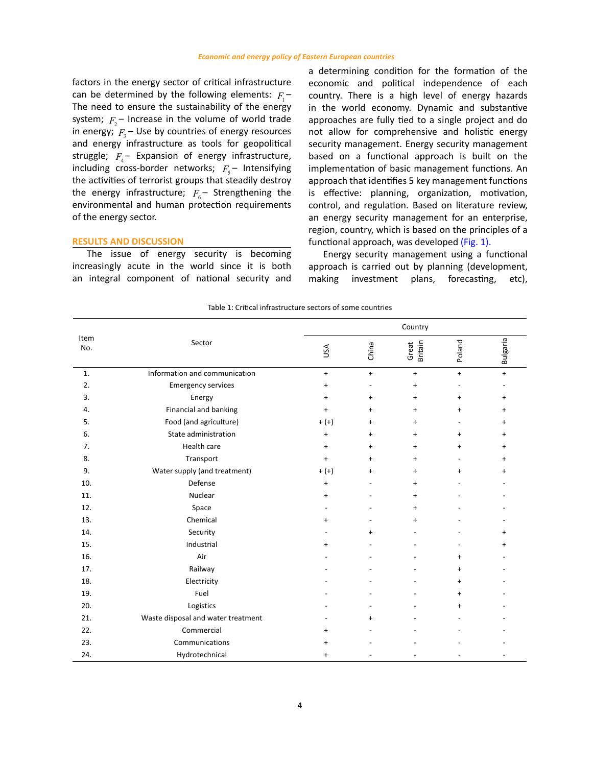factors in the energy sector of critical infrastructure can be determined by the following elements: $F_1$ – The need to ensure the sustainability of the energy system; $F_2$ – Increase in the volume of world trade in energy; $F_3$ – Use by countries of energy resources and energy infrastructure as tools for geopolitical struggle; $F_4$ – Expansion of energy infrastructure, including cross-border networks; $F_5$ – Intensifying the activities of terrorist groups that steadily destroy the energy infrastructure; $F_6$ – Strengthening the environmental and human protection requirements of the energy sector.

## RESULTS AND DISCUSSION

The issue of energy security is becoming increasingly acute in the world since it is both an integral component of national security and a determining condition for the formation of the economic and political independence of each country. There is a high level of energy hazards in the world economy. Dynamic and substantive approaches are fully tied to a single project and do not allow for comprehensive and holistic energy security management. Energy security management based on a functional approach is built on the implementation of basic management functions. An approach that identifies 5 key management functions is effective: planning, organization, motivation, control, and regulation. Based on literature review, an energy security management for an enterprise, region, country, which is based on the principles of a functional approach, was developed (Fig. 1).

Energy security management using a functional approach is carried out by planning (development, making investment plans, forecasting, etc),

Table 1: Critical infrastructure sectors of some countries

| Item No. | Sector | Country | | | | |
|---|---|---|---|---|---|---|
| | | USA | China | Great Britain | Poland | Bulgaria |
| 1. | Information and communication | + | + | + | + | + |
| 2. | Emergency services | + | - | + | - | - |
| 3. | Energy | + | + | + | + | + |
| 4. | Financial and banking | + | + | + | + | + |
| 5. | Food (and agriculture) | + (+) | + | + | - | + |
| 6. | State administration | + | + | + | + | + |
| 7. | Health care | + | + | + | + | + |
| 8. | Transport | + | + | + | - | + |
| 9. | Water supply (and treatment) | + (+) | + | + | + | + |
| 10. | Defense | + | - | + | - | - |
| 11. | Nuclear | + | - | + | - | - |
| 12. | Space | - | - | + | - | - |
| 13. | Chemical | + | - | + | - | - |
| 14. | Security | - | + | - | - | + |
| 15. | Industrial | + | - | - | - | + |
| 16. | Air | - | - | - | + | - |
| 17. | Railway | - | - | - | + | - |
| 18. | Electricity | - | - | - | + | - |
| 19. | Fuel | - | - | - | + | - |
| 20. | Logistics | - | - | - | + | - |
| 21. | Waste disposal and water treatment | - | + | - | - | - |
| 22. | Commercial | + | - | - | - | - |
| 23. | Communications | + | - | - | - | - |
| 24. | Hydrotechnical | + | - | - | - | - |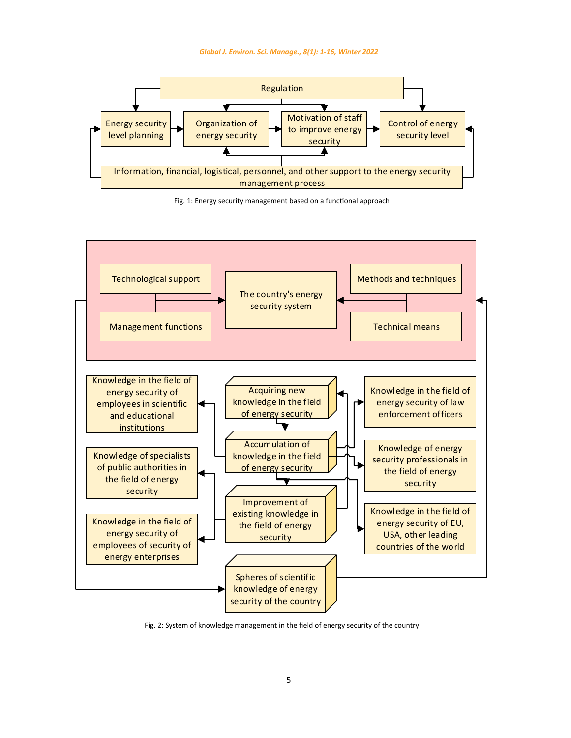Regulation

Energy security level planning

Organization of energy security

Motivation of staff to improve energy security

Control of energy security level

Information, financial, logistical, personnel, and other support to the energy security management process

Fig. 1: Energy security management based on a functional approach

Technological support

Management functions

The country's energy security system

Methods and techniques

Technical means

Knowledge in the field of energy security of employees in scientific and educational institutions

Knowledge of specialists of public authorities in the field of energy security

Knowledge in the field of energy security of employees of security of energy enterprises

Acquiring new knowledge in the field of energy security

Accumulation of knowledge in the field of energy security

Improvement of existing knowledge in the field of energy security

Spheres of scientific knowledge of energy security of the country

Knowledge in the field of energy security of law enforcement officers

Knowledge of energy security professionals in the field of energy security

Knowledge in the field of energy security of EU, USA, other leading countries of the world

Fig. 2: System of knowledge management in the field of energy security of the country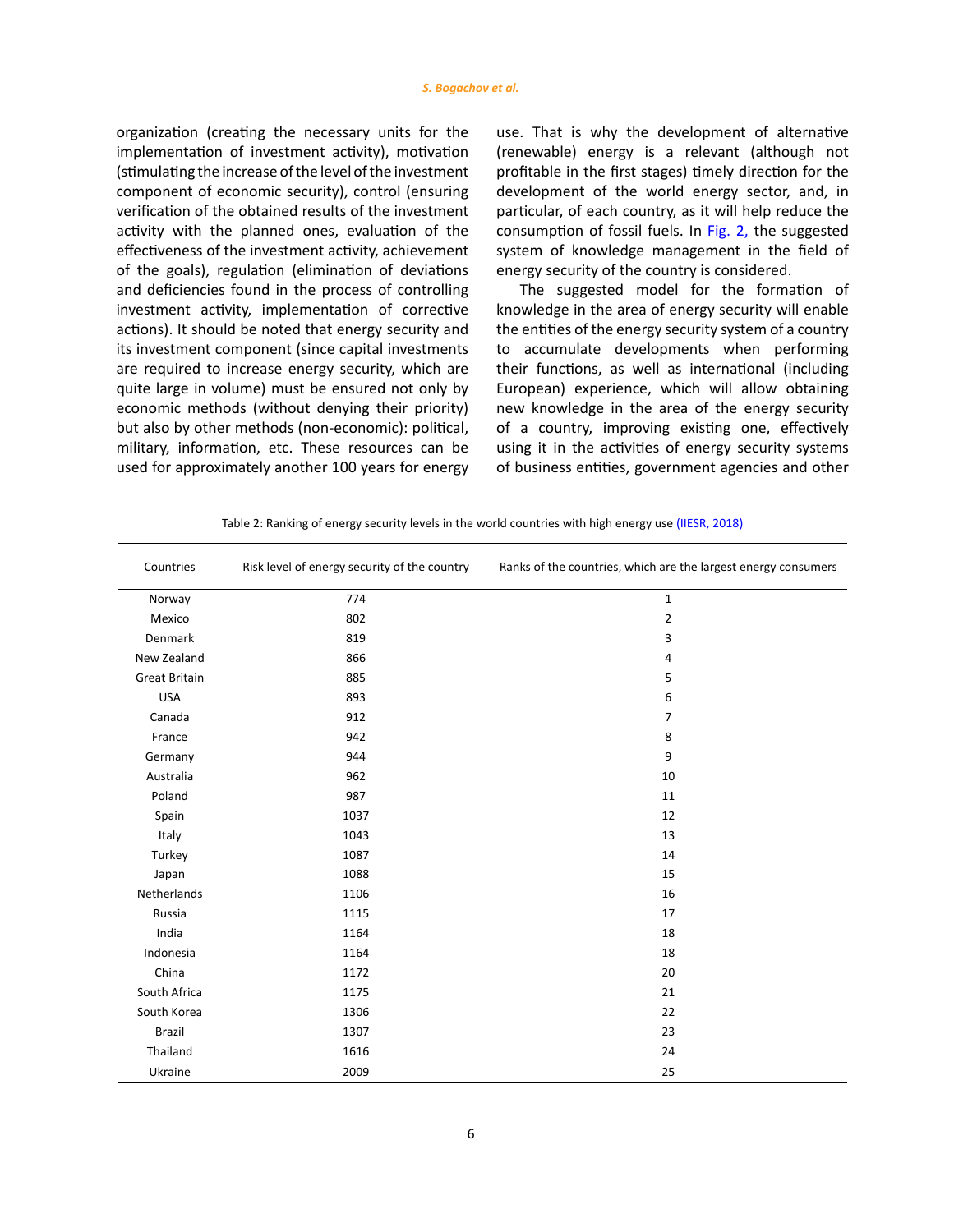organization (creating the necessary units for the implementation of investment activity), motivation (stimulating the increase of the level of the investment component of economic security), control (ensuring verification of the obtained results of the investment activity with the planned ones, evaluation of the effectiveness of the investment activity, achievement of the goals), regulation (elimination of deviations and deficiencies found in the process of controlling investment activity, implementation of corrective actions). It should be noted that energy security and its investment component (since capital investments are required to increase energy security, which are quite large in volume) must be ensured not only by economic methods (without denying their priority) but also by other methods (non-economic): political, military, information, etc. These resources can be used for approximately another 100 years for energy use. That is why the development of alternative (renewable) energy is a relevant (although not profitable in the first stages) timely direction for the development of the world energy sector, and, in particular, of each country, as it will help reduce the consumption of fossil fuels. In Fig. 2, the suggested system of knowledge management in the field of energy security of the country is considered.

The suggested model for the formation of knowledge in the area of energy security will enable the entities of the energy security system of a country to accumulate developments when performing their functions, as well as international (including European) experience, which will allow obtaining new knowledge in the area of the energy security of a country, improving existing one, effectively using it in the activities of energy security systems of business entities, government agencies and other

Table 2: Ranking of energy security levels in the world countries with high energy use (IIESR, 2018)

| Countries | Risk level of energy security of the country | Ranks of the countries, which are the largest energy consumers |
|---|---|---|
| Norway | 774 | 1 |
| Mexico | 802 | 2 |
| Denmark | 819 | 3 |
| New Zealand | 866 | 4 |
| Great Britain | 885 | 5 |
| USA | 893 | 6 |
| Canada | 912 | 7 |
| France | 942 | 8 |
| Germany | 944 | 9 |
| Australia | 962 | 10 |
| Poland | 987 | 11 |
| Spain | 1037 | 12 |
| Italy | 1043 | 13 |
| Turkey | 1087 | 14 |
| Japan | 1088 | 15 |
| Netherlands | 1106 | 16 |
| Russia | 1115 | 17 |
| India | 1164 | 18 |
| Indonesia | 1164 | 18 |
| China | 1172 | 20 |
| South Africa | 1175 | 21 |
| South Korea | 1306 | 22 |
| Brazil | 1307 | 23 |
| Thailand | 1616 | 24 |
| Ukraine | 2009 | 25 |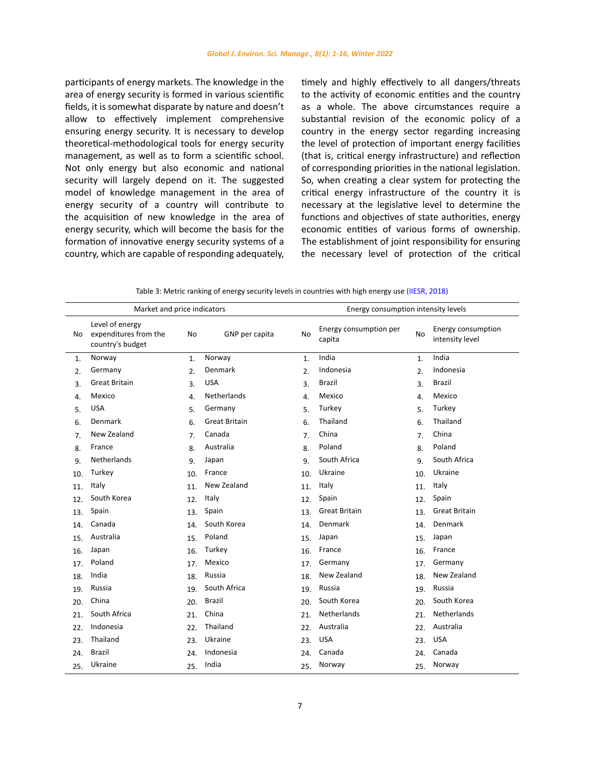participants of energy markets. The knowledge in the area of energy security is formed in various scientific fields, it is somewhat disparate by nature and doesn't allow to effectively implement comprehensive ensuring energy security. It is necessary to develop theoretical-methodological tools for energy security management, as well as to form a scientific school. Not only energy but also economic and national security will largely depend on it. The suggested model of knowledge management in the area of energy security of a country will contribute to the acquisition of new knowledge in the area of energy security, which will become the basis for the formation of innovative energy security systems of a country, which are capable of responding adequately, timely and highly effectively to all dangers/threats to the activity of economic entities and the country as a whole. The above circumstances require a substantial revision of the economic policy of a country in the energy sector regarding increasing the level of protection of important energy facilities (that is, critical energy infrastructure) and reflection of corresponding priorities in the national legislation. So, when creating a clear system for protecting the critical energy infrastructure of the country it is necessary at the legislative level to determine the functions and objectives of state authorities, energy economic entities of various forms of ownership. The establishment of joint responsibility for ensuring the necessary level of protection of the critical

Table 3: Metric ranking of energy security levels in countries with high energy use (IIESR, 2018)

| Market and price indicators | | | | Energy consumption intensity levels | | | |
|---|---|---|---|---|---|---|---|
| No | Level of energy expenditures from the country's budget | No | GNP per capita | No | Energy consumption per capita | No | Energy consumption intensity level |
| 1. | Norway | 1. | Norway | 1. | India | 1. | India |
| 2. | Germany | 2. | Denmark | 2. | Indonesia | 2. | Indonesia |
| 3. | Great Britain | 3. | USA | 3. | Brazil | 3. | Brazil |
| 4. | Mexico | 4. | Netherlands | 4. | Mexico | 4. | Mexico |
| 5. | USA | 5. | Germany | 5. | Turkey | 5. | Turkey |
| 6. | Denmark | 6. | Great Britain | 6. | Thailand | 6. | Thailand |
| 7. | New Zealand | 7. | Canada | 7. | China | 7. | China |
| 8. | France | 8. | Australia | 8. | Poland | 8. | Poland |
| 9. | Netherlands | 9. | Japan | 9. | South Africa | 9. | South Africa |
| 10. | Turkey | 10. | France | 10. | Ukraine | 10. | Ukraine |
| 11. | Italy | 11. | New Zealand | 11. | Italy | 11. | Italy |
| 12. | South Korea | 12. | Italy | 12. | Spain | 12. | Spain |
| 13. | Spain | 13. | Spain | 13. | Great Britain | 13. | Great Britain |
| 14. | Canada | 14. | South Korea | 14. | Denmark | 14. | Denmark |
| 15. | Australia | 15. | Poland | 15. | Japan | 15. | Japan |
| 16. | Japan | 16. | Turkey | 16. | France | 16. | France |
| 17. | Poland | 17. | Mexico | 17. | Germany | 17. | Germany |
| 18. | India | 18. | Russia | 18. | New Zealand | 18. | New Zealand |
| 19. | Russia | 19. | South Africa | 19. | Russia | 19. | Russia |
| 20. | China | 20. | Brazil | 20. | South Korea | 20. | South Korea |
| 21. | South Africa | 21. | China | 21. | Netherlands | 21. | Netherlands |
| 22. | Indonesia | 22. | Thailand | 22. | Australia | 22. | Australia |
| 23. | Thailand | 23. | Ukraine | 23. | USA | 23. | USA |
| 24. | Brazil | 24. | Indonesia | 24. | Canada | 24. | Canada |
| 25. | Ukraine | 25. | India | 25. | Norway | 25. | Norway |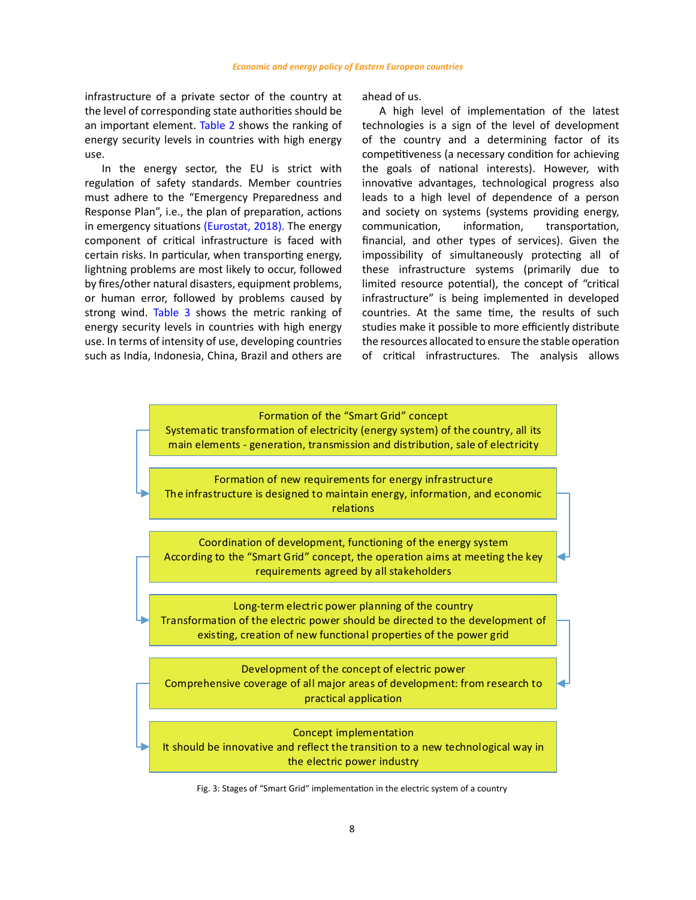infrastructure of a private sector of the country at the level of corresponding state authorities should be an important element. Table 2 shows the ranking of energy security levels in countries with high energy use.

In the energy sector, the EU is strict with regulation of safety standards. Member countries must adhere to the "Emergency Preparedness and Response Plan", i.e., the plan of preparation, actions in emergency situations (Eurostat, 2018). The energy component of critical infrastructure is faced with certain risks. In particular, when transporting energy, lightning problems are most likely to occur, followed by fires/other natural disasters, equipment problems, or human error, followed by problems caused by strong wind. Table 3 shows the metric ranking of energy security levels in countries with high energy use. In terms of intensity of use, developing countries such as India, Indonesia, China, Brazil and others are ahead of us.

A high level of implementation of the latest technologies is a sign of the level of development of the country and a determining factor of its competitiveness (a necessary condition for achieving the goals of national interests). However, with innovative advantages, technological progress also leads to a high level of dependence of a person and society on systems (systems providing energy, communication, information, transportation, financial, and other types of services). Given the impossibility of simultaneously protecting all of these infrastructure systems (primarily due to limited resource potential), the concept of "critical infrastructure" is being implemented in developed countries. At the same time, the results of such studies make it possible to more efficiently distribute the resources allocated to ensure the stable operation of critical infrastructures. The analysis allows

Formation of the "Smart Grid" concept
Systematic transformation of electricity (energy system) of the country, all its main elements - generation, transmission and distribution, sale of electricity

Formation of new requirements for energy infrastructure
The infrastructure is designed to maintain energy, information, and economic relations

Coordination of development, functioning of the energy system
According to the "Smart Grid" concept, the operation aims at meeting the key requirements agreed by all stakeholders

Long-term electric power planning of the country
Transformation of the electric power should be directed to the development of existing, creation of new functional properties of the power grid

Development of the concept of electric power
Comprehensive coverage of all major areas of development: from research to practical application

Concept implementation
It should be innovative and reflect the transition to a new technological way in the electric power industry

Fig. 3: Stages of "Smart Grid" implementation in the electric system of a country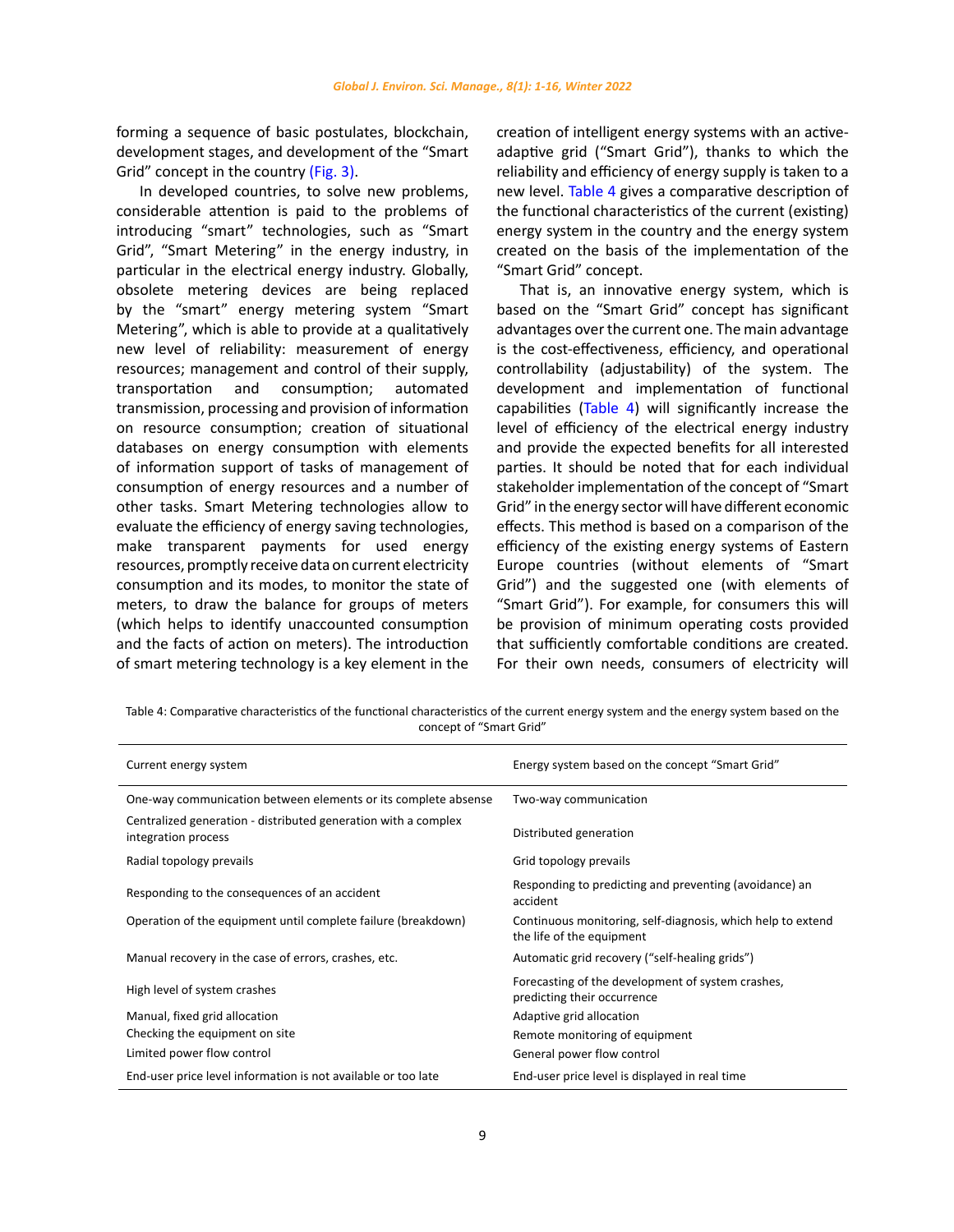forming a sequence of basic postulates, blockchain, development stages, and development of the "Smart Grid" concept in the country (Fig. 3).

In developed countries, to solve new problems, considerable attention is paid to the problems of introducing "smart" technologies, such as "Smart Grid", "Smart Metering" in the energy industry, in particular in the electrical energy industry. Globally, obsolete metering devices are being replaced by the "smart" energy metering system "Smart Metering", which is able to provide at a qualitatively new level of reliability: measurement of energy resources; management and control of their supply, transportation and consumption; automated transmission, processing and provision of information on resource consumption; creation of situational databases on energy consumption with elements of information support of tasks of management of consumption of energy resources and a number of other tasks. Smart Metering technologies allow to evaluate the efficiency of energy saving technologies, make transparent payments for used energy resources, promptly receive data on current electricity consumption and its modes, to monitor the state of meters, to draw the balance for groups of meters (which helps to identify unaccounted consumption and the facts of action on meters). The introduction of smart metering technology is a key element in the creation of intelligent energy systems with an active-adaptive grid ("Smart Grid"), thanks to which the reliability and efficiency of energy supply is taken to a new level. Table 4 gives a comparative description of the functional characteristics of the current (existing) energy system in the country and the energy system created on the basis of the implementation of the "Smart Grid" concept.

That is, an innovative energy system, which is based on the "Smart Grid" concept has significant advantages over the current one. The main advantage is the cost-effectiveness, efficiency, and operational controllability (adjustability) of the system. The development and implementation of functional capabilities (Table 4) will significantly increase the level of efficiency of the electrical energy industry and provide the expected benefits for all interested parties. It should be noted that for each individual stakeholder implementation of the concept of "Smart Grid" in the energy sector will have different economic effects. This method is based on a comparison of the efficiency of the existing energy systems of Eastern Europe countries (without elements of "Smart Grid") and the suggested one (with elements of "Smart Grid"). For example, for consumers this will be provision of minimum operating costs provided that sufficiently comfortable conditions are created. For their own needs, consumers of electricity will

Table 4: Comparative characteristics of the functional characteristics of the current energy system and the energy system based on the concept of "Smart Grid"

| Current energy system | Energy system based on the concept "Smart Grid" |
|---|---|
| One-way communication between elements or its complete absense | Two-way communication |
| Centralized generation - distributed generation with a complex integration process | Distributed generation |
| Radial topology prevails | Grid topology prevails |
| Responding to the consequences of an accident | Responding to predicting and preventing (avoidance) an accident |
| Operation of the equipment until complete failure (breakdown) | Continuous monitoring, self-diagnosis, which help to extend the life of the equipment |
| Manual recovery in the case of errors, crashes, etc. | Automatic grid recovery ("self-healing grids") |
| High level of system crashes | Forecasting of the development of system crashes, predicting their occurrence |
| Manual, fixed grid allocation | Adaptive grid allocation |
| Checking the equipment on site | Remote monitoring of equipment |
| Limited power flow control | General power flow control |
| End-user price level information is not available or too late | End-user price level is displayed in real time |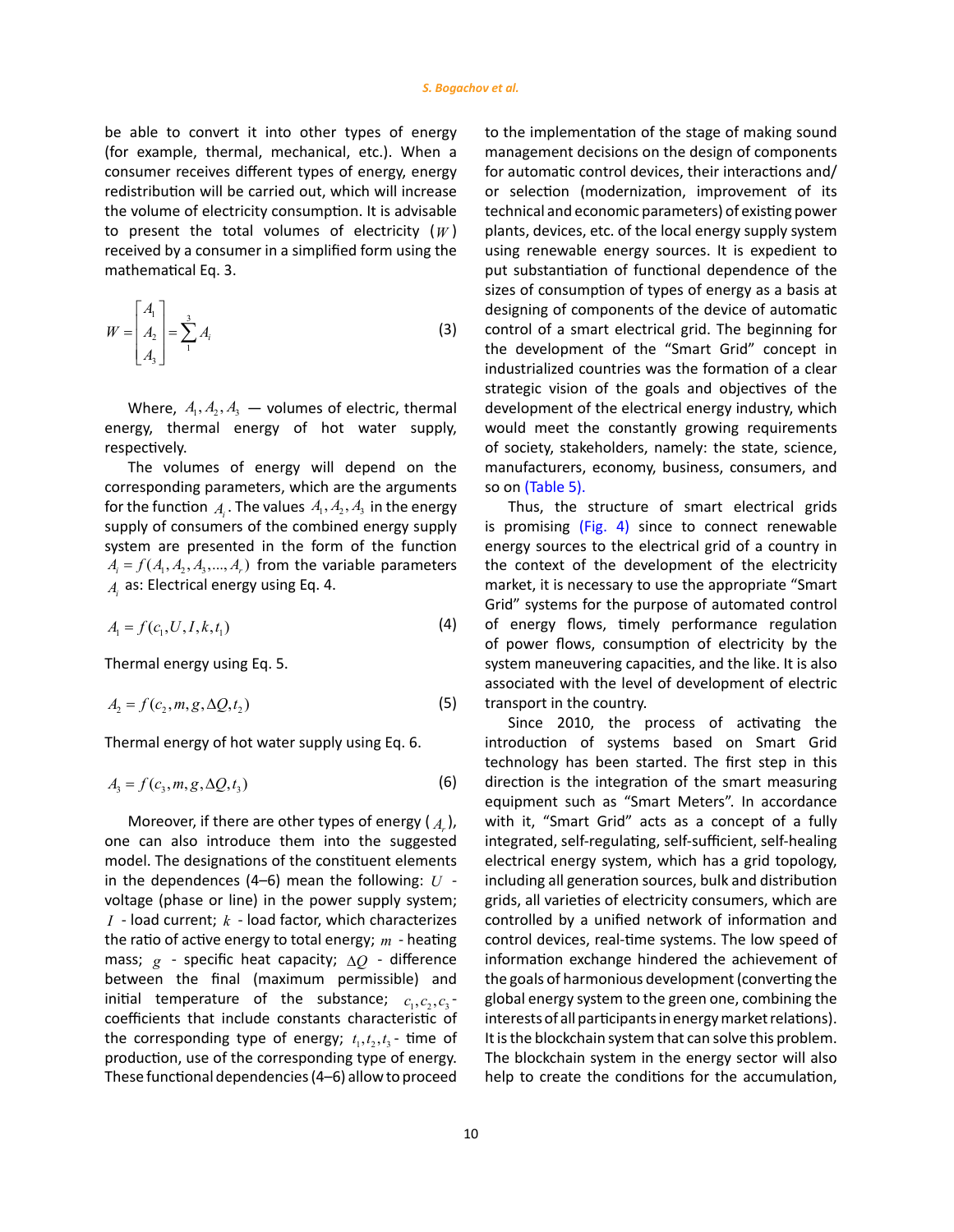be able to convert it into other types of energy (for example, thermal, mechanical, etc.). When a consumer receives different types of energy, energy redistribution will be carried out, which will increase the volume of electricity consumption. It is advisable to present the total volumes of electricity ($W$) received by a consumer in a simplified form using the mathematical Eq. 3.

$$W = \begin{bmatrix} A_1 \\ A_2 \\ A_3 \end{bmatrix} = \sum_{1}^{3} A_i \tag{3}$$

Where, $A_1, A_2, A_3$ — volumes of electric, thermal energy, thermal energy of hot water supply, respectively.

The volumes of energy will depend on the corresponding parameters, which are the arguments for the function $A_i$. The values $A_1, A_2, A_3$ in the energy supply of consumers of the combined energy supply system are presented in the form of the function $A_i = f(A_1, A_2, A_3, ..., A_r)$ from the variable parameters $A_i$ as: Electrical energy using Eq. 4.

$$A_1 = f(c_1, U, I, k, t_1) \tag{4}$$

Thermal energy using Eq. 5.

$$A_2 = f(c_2, m, g, \Delta Q, t_2) \tag{5}$$

Thermal energy of hot water supply using Eq. 6.

$$A_3 = f(c_3, m, g, \Delta Q, t_3) \tag{6}$$

Moreover, if there are other types of energy ($A_r$), one can also introduce them into the suggested model. The designations of the constituent elements in the dependences (4–6) mean the following: $U$ - voltage (phase or line) in the power supply system; $I$ - load current; $k$ - load factor, which characterizes the ratio of active energy to total energy; $m$ - heating mass; $g$ - specific heat capacity; $\Delta Q$ - difference between the final (maximum permissible) and initial temperature of the substance; $c_1, c_2, c_3$ - coefficients that include constants characteristic of the corresponding type of energy; $t_1, t_2, t_3$ - time of production, use of the corresponding type of energy. These functional dependencies (4–6) allow to proceed to the implementation of the stage of making sound management decisions on the design of components for automatic control devices, their interactions and/or selection (modernization, improvement of its technical and economic parameters) of existing power plants, devices, etc. of the local energy supply system using renewable energy sources. It is expedient to put substantiation of functional dependence of the sizes of consumption of types of energy as a basis at designing of components of the device of automatic control of a smart electrical grid. The beginning for the development of the "Smart Grid" concept in industrialized countries was the formation of a clear strategic vision of the goals and objectives of the development of the electrical energy industry, which would meet the constantly growing requirements of society, stakeholders, namely: the state, science, manufacturers, economy, business, consumers, and so on (Table 5).

Thus, the structure of smart electrical grids is promising (Fig. 4) since to connect renewable energy sources to the electrical grid of a country in the context of the development of the electricity market, it is necessary to use the appropriate "Smart Grid" systems for the purpose of automated control of energy flows, timely performance regulation of power flows, consumption of electricity by the system maneuvering capacities, and the like. It is also associated with the level of development of electric transport in the country.

Since 2010, the process of activating the introduction of systems based on Smart Grid technology has been started. The first step in this direction is the integration of the smart measuring equipment such as "Smart Meters". In accordance with it, "Smart Grid" acts as a concept of a fully integrated, self-regulating, self-sufficient, self-healing electrical energy system, which has a grid topology, including all generation sources, bulk and distribution grids, all varieties of electricity consumers, which are controlled by a unified network of information and control devices, real-time systems. The low speed of information exchange hindered the achievement of the goals of harmonious development (converting the global energy system to the green one, combining the interests of all participants in energy market relations). It is the blockchain system that can solve this problem. The blockchain system in the energy sector will also help to create the conditions for the accumulation,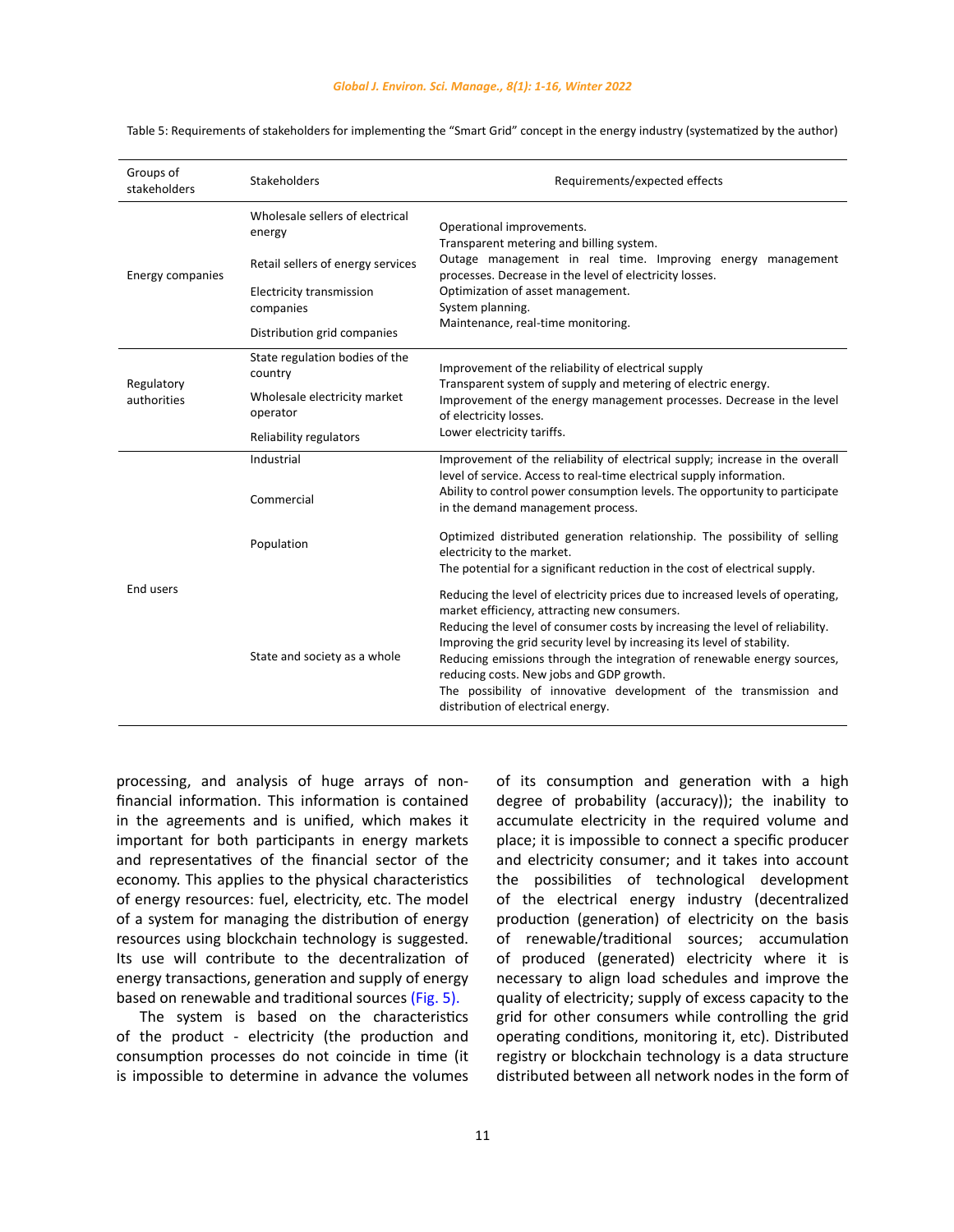Table 5: Requirements of stakeholders for implementing the "Smart Grid" concept in the energy industry (systematized by the author)

| Groups of stakeholders | Stakeholders | Requirements/expected effects |
|---|---|---|
| Energy companies | Wholesale sellers of electrical energy<br>Retail sellers of energy services<br>Electricity transmission companies<br>Distribution grid companies | Operational improvements.<br>Transparent metering and billing system.<br>Outage management in real time. Improving energy management processes. Decrease in the level of electricity losses.<br>Optimization of asset management.<br>System planning.<br>Maintenance, real-time monitoring. |
| Regulatory authorities | State regulation bodies of the country<br>Wholesale electricity market operator<br>Reliability regulators | Improvement of the reliability of electrical supply<br>Transparent system of supply and metering of electric energy.<br>Improvement of the energy management processes. Decrease in the level of electricity losses.<br>Lower electricity tariffs. |
| End users | Industrial<br>Commercial<br>Population | Improvement of the reliability of electrical supply; increase in the overall level of service. Access to real-time electrical supply information.<br>Ability to control power consumption levels. The opportunity to participate in the demand management process.<br>Optimized distributed generation relationship. The possibility of selling electricity to the market.<br>The potential for a significant reduction in the cost of electrical supply. |
| | State and society as a whole | Reducing the level of electricity prices due to increased levels of operating, market efficiency, attracting new consumers.<br>Reducing the level of consumer costs by increasing the level of reliability.<br>Improving the grid security level by increasing its level of stability.<br>Reducing emissions through the integration of renewable energy sources, reducing costs. New jobs and GDP growth.<br>The possibility of innovative development of the transmission and distribution of electrical energy. |

processing, and analysis of huge arrays of non-financial information. This information is contained in the agreements and is unified, which makes it important for both participants in energy markets and representatives of the financial sector of the economy. This applies to the physical characteristics of energy resources: fuel, electricity, etc. The model of a system for managing the distribution of energy resources using blockchain technology is suggested. Its use will contribute to the decentralization of energy transactions, generation and supply of energy based on renewable and traditional sources (Fig. 5).

The system is based on the characteristics of the product - electricity (the production and consumption processes do not coincide in time (it is impossible to determine in advance the volumes of its consumption and generation with a high degree of probability (accuracy)); the inability to accumulate electricity in the required volume and place; it is impossible to connect a specific producer and electricity consumer; and it takes into account the possibilities of technological development of the electrical energy industry (decentralized production (generation) of electricity on the basis of renewable/traditional sources; accumulation of produced (generated) electricity where it is necessary to align load schedules and improve the quality of electricity; supply of excess capacity to the grid for other consumers while controlling the grid operating conditions, monitoring it, etc). Distributed registry or blockchain technology is a data structure distributed between all network nodes in the form of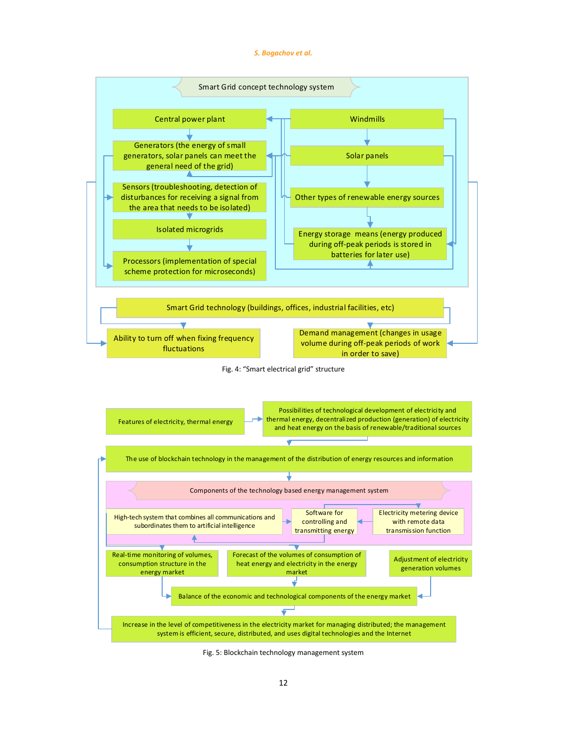Smart Grid concept technology system

Central power plant

Generators (the energy of small generators, solar panels can meet the general need of the grid)

Sensors (troubleshooting, detection of disturbances for receiving a signal from the area that needs to be isolated)

Isolated microgrids

Processors (implementation of special scheme protection for microseconds)

Windmills

Solar panels

Other types of renewable energy sources

Energy storage means (energy produced during off-peak periods is stored in batteries for later use)

Smart Grid technology (buildings, offices, industrial facilities, etc)

Ability to turn off when fixing frequency fluctuations

Demand management (changes in usage volume during off-peak periods of work in order to save)

Fig. 4: "Smart electrical grid" structure

Features of electricity, thermal energy

Possibilities of technological development of electricity and thermal energy, decentralized production (generation) of electricity and heat energy on the basis of renewable/traditional sources

The use of blockchain technology in the management of the distribution of energy resources and information

Components of the technology based energy management system

High-tech system that combines all communications and subordinates them to artificial intelligence

Software for controlling and transmitting energy

Electricity metering device with remote data transmission function

Real-time monitoring of volumes, consumption structure in the energy market

Forecast of the volumes of consumption of heat energy and electricity in the energy market

Adjustment of electricity generation volumes

Balance of the economic and technological components of the energy market

Increase in the level of competitiveness in the electricity market for managing distributed; the management system is efficient, secure, distributed, and uses digital technologies and the Internet

Fig. 5: Blockchain technology management system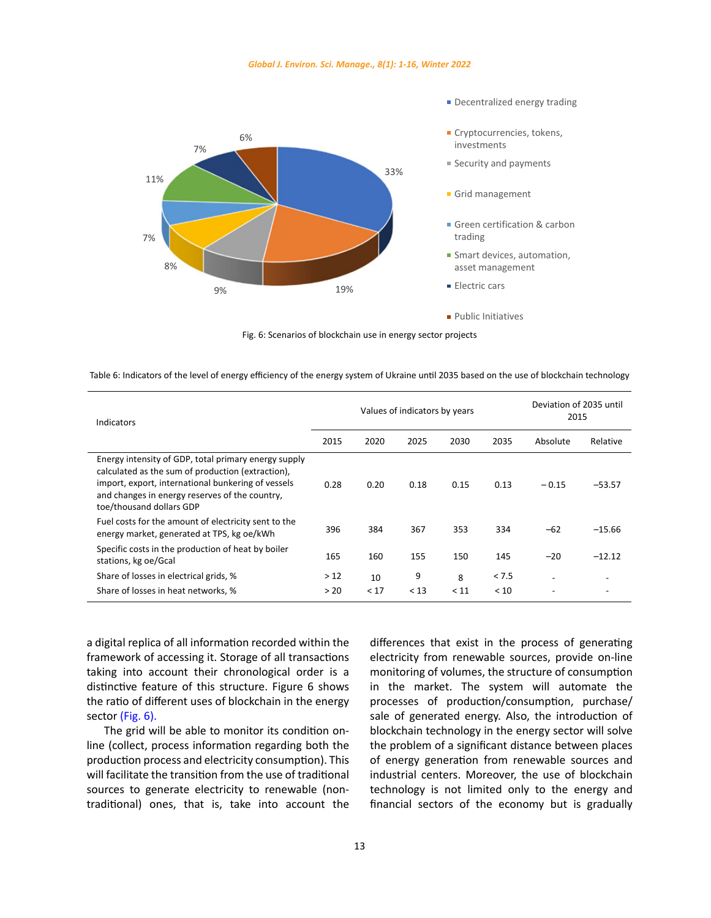Fig. 6: Scenarios of blockchain use in energy sector projects

Table 6: Indicators of the level of energy efficiency of the energy system of Ukraine until 2035 based on the use of blockchain technology

| Indicators | Values of indicators by years | | | | | Deviation of 2035 until 2015 | |
|---|---|---|---|---|---|---|---|
| | 2015 | 2020 | 2025 | 2030 | 2035 | Absolute | Relative |
| Energy intensity of GDP, total primary energy supply calculated as the sum of production (extraction), import, export, international bunkering of vessels and changes in energy reserves of the country, toe/thousand dollars GDP | 0.28 | 0.20 | 0.18 | 0.15 | 0.13 | – 0.15 | –53.57 |
| Fuel costs for the amount of electricity sent to the energy market, generated at TPS, kg oe/kWh | 396 | 384 | 367 | 353 | 334 | –62 | –15.66 |
| Specific costs in the production of heat by boiler stations, kg oe/Gcal | 165 | 160 | 155 | 150 | 145 | –20 | –12.12 |
| Share of losses in electrical grids, % | > 12 | 10 | 9 | 8 | < 7.5 | - | - |
| Share of losses in heat networks, % | > 20 | < 17 | < 13 | < 11 | < 10 | - | - |

a digital replica of all information recorded within the framework of accessing it. Storage of all transactions taking into account their chronological order is a distinctive feature of this structure. Figure 6 shows the ratio of different uses of blockchain in the energy sector (Fig. 6).

The grid will be able to monitor its condition on-line (collect, process information regarding both the production process and electricity consumption). This will facilitate the transition from the use of traditional sources to generate electricity to renewable (non-traditional) ones, that is, take into account the differences that exist in the process of generating electricity from renewable sources, provide on-line monitoring of volumes, the structure of consumption in the market. The system will automate the processes of production/consumption, purchase/sale of generated energy. Also, the introduction of blockchain technology in the energy sector will solve the problem of a significant distance between places of energy generation from renewable sources and industrial centers. Moreover, the use of blockchain technology is not limited only to the energy and financial sectors of the economy but is gradually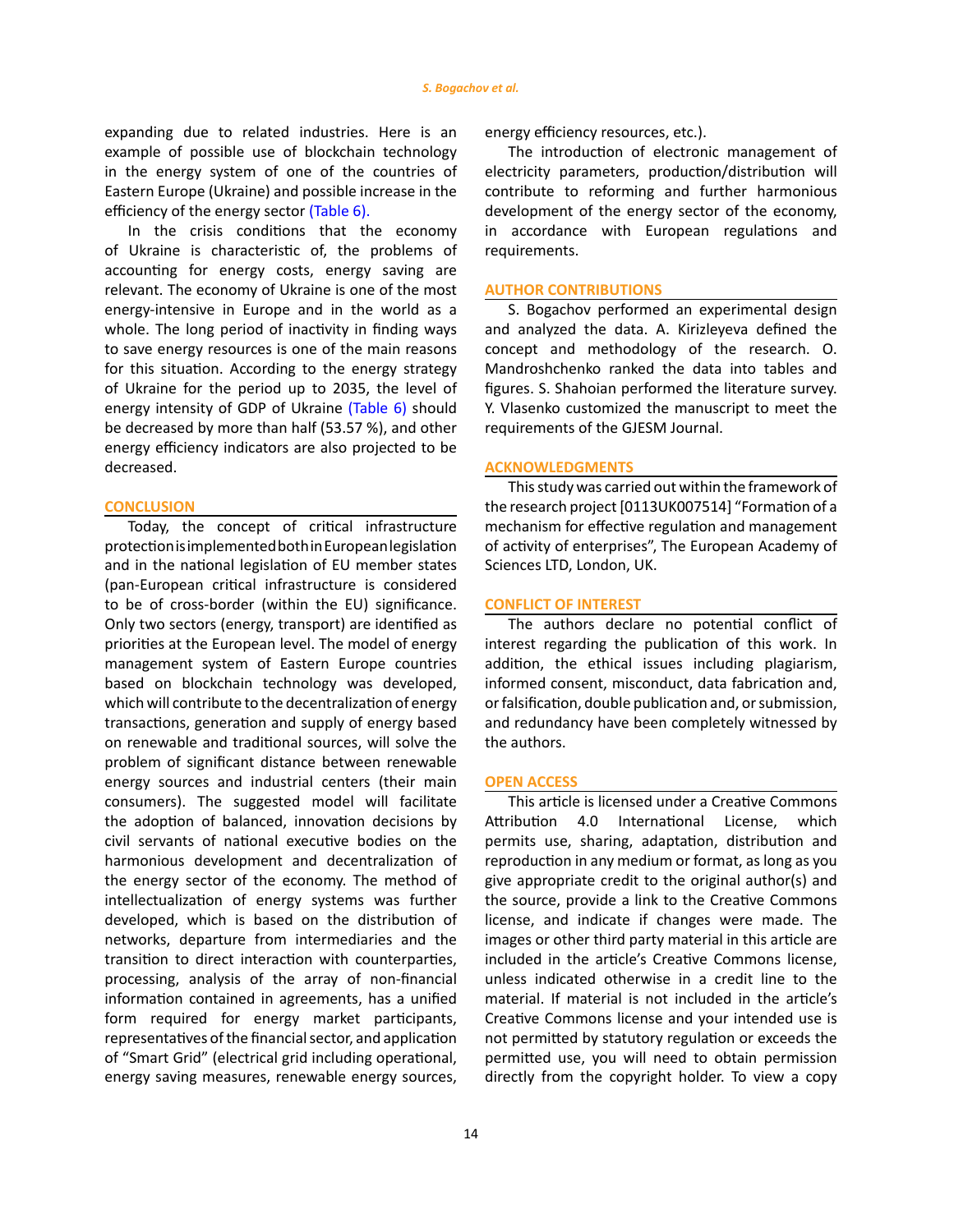expanding due to related industries. Here is an example of possible use of blockchain technology in the energy system of one of the countries of Eastern Europe (Ukraine) and possible increase in the efficiency of the energy sector (Table 6).

In the crisis conditions that the economy of Ukraine is characteristic of, the problems of accounting for energy costs, energy saving are relevant. The economy of Ukraine is one of the most energy-intensive in Europe and in the world as a whole. The long period of inactivity in finding ways to save energy resources is one of the main reasons for this situation. According to the energy strategy of Ukraine for the period up to 2035, the level of energy intensity of GDP of Ukraine (Table 6) should be decreased by more than half (53.57 %), and other energy efficiency indicators are also projected to be decreased.

## CONCLUSION

Today, the concept of critical infrastructure protection is implemented both in European legislation and in the national legislation of EU member states (pan-European critical infrastructure is considered to be of cross-border (within the EU) significance. Only two sectors (energy, transport) are identified as priorities at the European level. The model of energy management system of Eastern Europe countries based on blockchain technology was developed, which will contribute to the decentralization of energy transactions, generation and supply of energy based on renewable and traditional sources, will solve the problem of significant distance between renewable energy sources and industrial centers (their main consumers). The suggested model will facilitate the adoption of balanced, innovation decisions by civil servants of national executive bodies on the harmonious development and decentralization of the energy sector of the economy. The method of intellectualization of energy systems was further developed, which is based on the distribution of networks, departure from intermediaries and the transition to direct interaction with counterparties, processing, analysis of the array of non-financial information contained in agreements, has a unified form required for energy market participants, representatives of the financial sector, and application of "Smart Grid" (electrical grid including operational, energy saving measures, renewable energy sources, energy efficiency resources, etc.).

The introduction of electronic management of electricity parameters, production/distribution will contribute to reforming and further harmonious development of the energy sector of the economy, in accordance with European regulations and requirements.

## AUTHOR CONTRIBUTIONS

S. Bogachov performed an experimental design and analyzed the data. A. Kirizleyeva defined the concept and methodology of the research. O. Mandroshchenko ranked the data into tables and figures. S. Shahoian performed the literature survey. Y. Vlasenko customized the manuscript to meet the requirements of the GJESM Journal.

## ACKNOWLEDGMENTS

This study was carried out within the framework of the research project [0113UK007514] "Formation of a mechanism for effective regulation and management of activity of enterprises", The European Academy of Sciences LTD, London, UK.

## CONFLICT OF INTEREST

The authors declare no potential conflict of interest regarding the publication of this work. In addition, the ethical issues including plagiarism, informed consent, misconduct, data fabrication and, or falsification, double publication and, or submission, and redundancy have been completely witnessed by the authors.

## OPEN ACCESS

This article is licensed under a Creative Commons Attribution 4.0 International License, which permits use, sharing, adaptation, distribution and reproduction in any medium or format, as long as you give appropriate credit to the original author(s) and the source, provide a link to the Creative Commons license, and indicate if changes were made. The images or other third party material in this article are included in the article's Creative Commons license, unless indicated otherwise in a credit line to the material. If material is not included in the article's Creative Commons license and your intended use is not permitted by statutory regulation or exceeds the permitted use, you will need to obtain permission directly from the copyright holder. To view a copy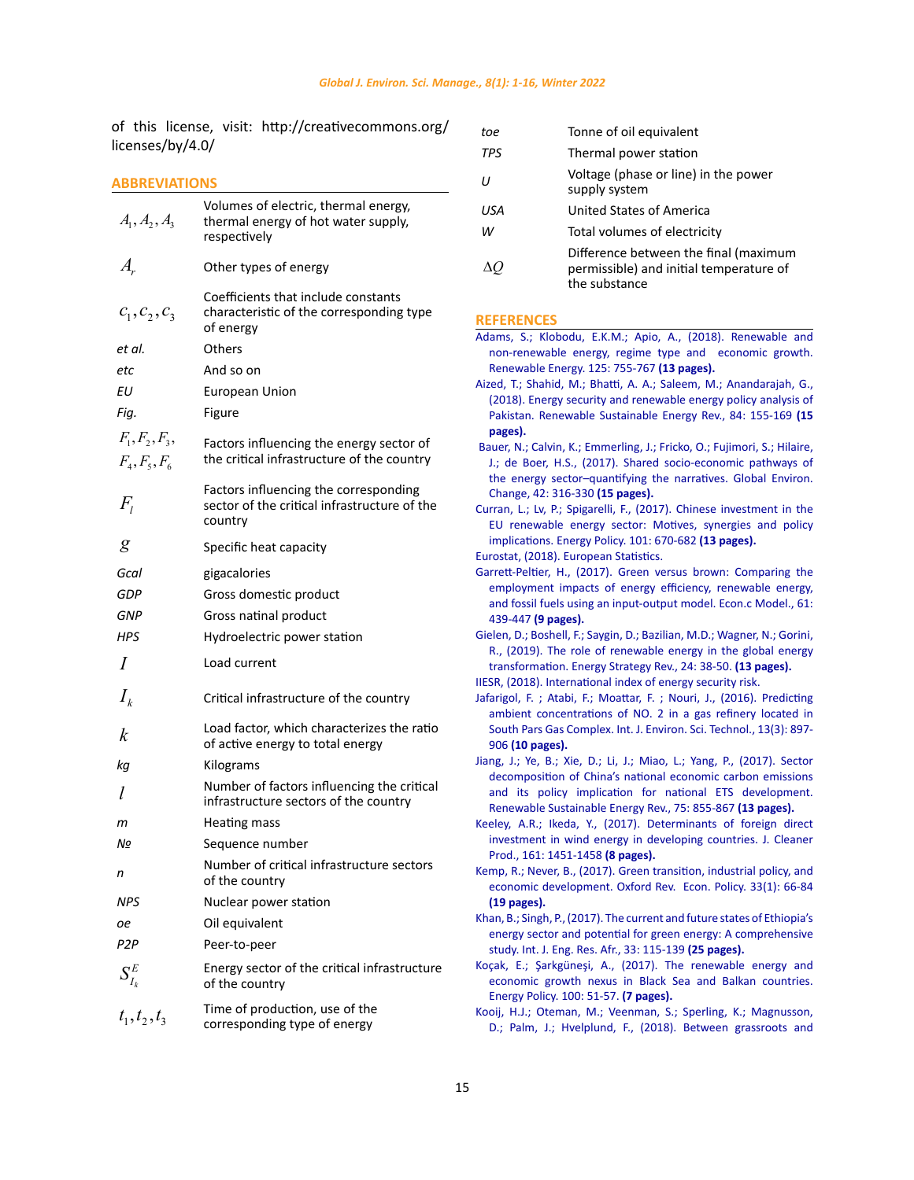of this license, visit: http://creativecommons.org/licenses/by/4.0/

## ABBREVIATIONS

| | |
|---|---|
| $A_1, A_2, A_3$ | Volumes of electric, thermal energy, thermal energy of hot water supply, respectively |
| $A_r$ | Other types of energy |
| $c_1, c_2, c_3$ | Coefficients that include constants characteristic of the corresponding type of energy |
| *et al.* | Others |
| *etc* | And so on |
| *EU* | European Union |
| *Fig.* | Figure |
| $F_1, F_2, F_3, F_4, F_5, F_6$ | Factors influencing the energy sector of the critical infrastructure of the country |
| $F_l$ | Factors influencing the corresponding sector of the critical infrastructure of the country |
| $g$ | Specific heat capacity |
| *Gcal* | gigacalories |
| *GDP* | Gross domestic product |
| *GNP* | Gross natinal product |
| *HPS* | Hydroelectric power station |
| $I$ | Load current |
| $I_k$ | Critical infrastructure of the country |
| $k$ | Load factor, which characterizes the ratio of active energy to total energy |
| *kg* | Kilograms |
| $l$ | Number of factors influencing the critical infrastructure sectors of the country |
| *m* | Heating mass |
| *№* | Sequence number |
| *n* | Number of critical infrastructure sectors of the country |
| *NPS* | Nuclear power station |
| *oe* | Oil equivalent |
| *P2P* | Peer-to-peer |
| $S_{I_k}^E$ | Energy sector of the critical infrastructure of the country |
| $t_1, t_2, t_3$ | Time of production, use of the corresponding type of energy |
| *toe* | Tonne of oil equivalent |
| *TPS* | Thermal power station |
| *U* | Voltage (phase or line) in the power supply system |
| *USA* | United States of America |
| *W* | Total volumes of electricity |
| $\Delta Q$ | Difference between the final (maximum permissible) and initial temperature of the substance |

## REFERENCES

Adams, S.; Klobodu, E.K.M.; Apio, A., (2018). Renewable and non-renewable energy, regime type and economic growth. Renewable Energy. 125: 755-767 **(13 pages).**

Aized, T.; Shahid, M.; Bhatti, A. A.; Saleem, M.; Anandarajah, G., (2018). Energy security and renewable energy policy analysis of Pakistan. Renewable Sustainable Energy Rev., 84: 155-169 **(15 pages).**

Bauer, N.; Calvin, K.; Emmerling, J.; Fricko, O.; Fujimori, S.; Hilaire, J.; de Boer, H.S., (2017). Shared socio-economic pathways of the energy sector–quantifying the narratives. Global Environ. Change, 42: 316-330 **(15 pages).**

Curran, L.; Lv, P.; Spigarelli, F., (2017). Chinese investment in the EU renewable energy sector: Motives, synergies and policy implications. Energy Policy. 101: 670-682 **(13 pages).**

Eurostat, (2018). European Statistics.

Garrett-Peltier, H., (2017). Green versus brown: Comparing the employment impacts of energy efficiency, renewable energy, and fossil fuels using an input-output model. Econ.c Model., 61: 439-447 **(9 pages).**

Gielen, D.; Boshell, F.; Saygin, D.; Bazilian, M.D.; Wagner, N.; Gorini, R., (2019). The role of renewable energy in the global energy transformation. Energy Strategy Rev., 24: 38-50. **(13 pages).**

IIESR, (2018). International index of energy security risk.

Jafarigol, F. ; Atabi, F.; Moattar, F. ; Nouri, J., (2016). Predicting ambient concentrations of NO. 2 in a gas refinery located in South Pars Gas Complex. Int. J. Environ. Sci. Technol., 13(3): 897-906 **(10 pages).**

Jiang, J.; Ye, B.; Xie, D.; Li, J.; Miao, L.; Yang, P., (2017). Sector decomposition of China's national economic carbon emissions and its policy implication for national ETS development. Renewable Sustainable Energy Rev., 75: 855-867 **(13 pages).**

Keeley, A.R.; Ikeda, Y., (2017). Determinants of foreign direct investment in wind energy in developing countries. J. Cleaner Prod., 161: 1451-1458 **(8 pages).**

Kemp, R.; Never, B., (2017). Green transition, industrial policy, and economic development. Oxford Rev. Econ. Policy. 33(1): 66-84 **(19 pages).**

Khan, B.; Singh, P., (2017). The current and future states of Ethiopia's energy sector and potential for green energy: A comprehensive study. Int. J. Eng. Res. Afr., 33: 115-139 **(25 pages).**

Koçak, E.; Şarkgüneşi, A., (2017). The renewable energy and economic growth nexus in Black Sea and Balkan countries. Energy Policy. 100: 51-57. **(7 pages).**

Kooij, H.J.; Oteman, M.; Veenman, S.; Sperling, K.; Magnusson, D.; Palm, J.; Hvelplund, F., (2018). Between grassroots and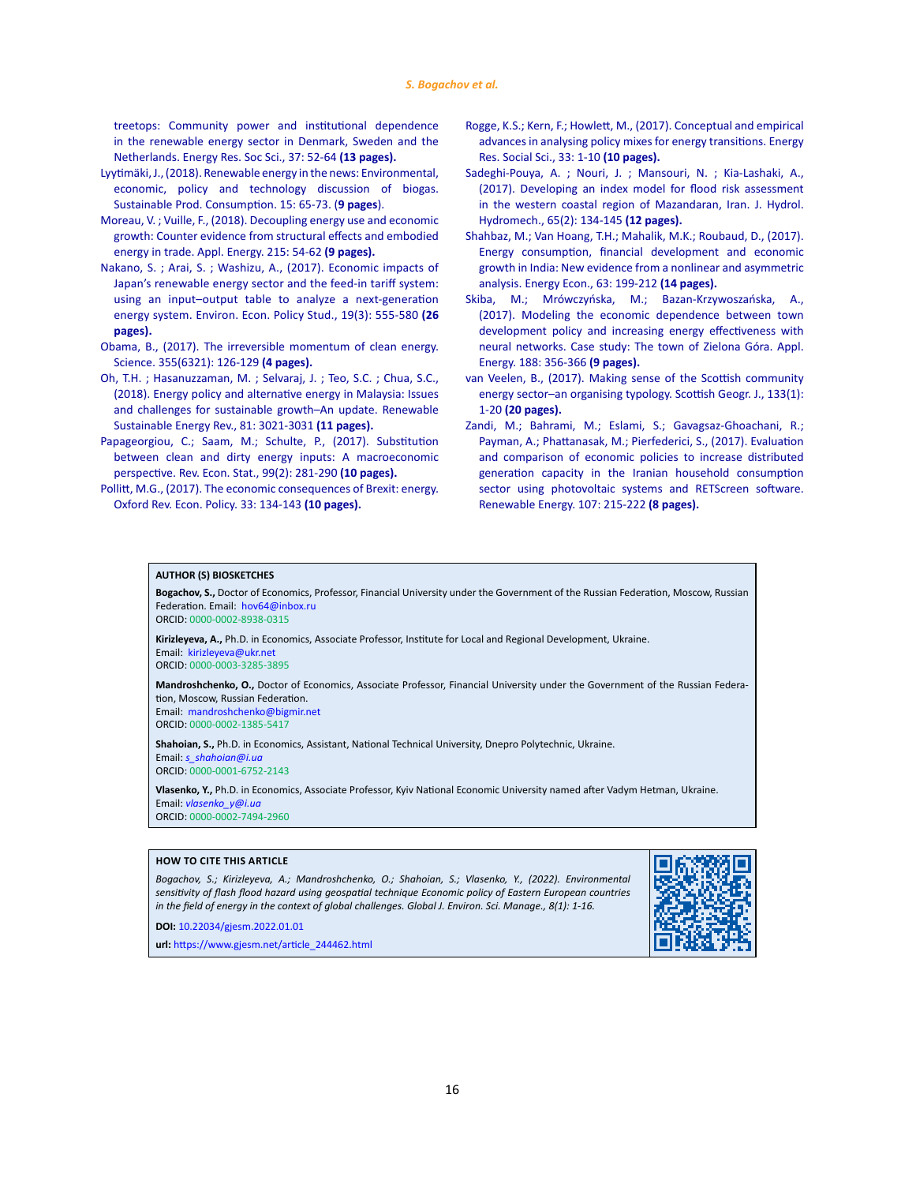treetops: Community power and institutional dependence in the renewable energy sector in Denmark, Sweden and the Netherlands. Energy Res. Soc Sci., 37: 52-64 **(13 pages).**

Lyytimäki, J., (2018). Renewable energy in the news: Environmental, economic, policy and technology discussion of biogas. Sustainable Prod. Consumption. 15: 65-73. (**9 pages**).

Moreau, V. ; Vuille, F., (2018). Decoupling energy use and economic growth: Counter evidence from structural effects and embodied energy in trade. Appl. Energy. 215: 54-62 **(9 pages).**

Nakano, S. ; Arai, S. ; Washizu, A., (2017). Economic impacts of Japan's renewable energy sector and the feed-in tariff system: using an input–output table to analyze a next-generation energy system. Environ. Econ. Policy Stud., 19(3): 555-580 **(26 pages).**

Obama, B., (2017). The irreversible momentum of clean energy. Science. 355(6321): 126-129 **(4 pages).**

Oh, T.H. ; Hasanuzzaman, M. ; Selvaraj, J. ; Teo, S.C. ; Chua, S.C., (2018). Energy policy and alternative energy in Malaysia: Issues and challenges for sustainable growth–An update. Renewable Sustainable Energy Rev., 81: 3021-3031 **(11 pages).**

Papageorgiou, C.; Saam, M.; Schulte, P., (2017). Substitution between clean and dirty energy inputs: A macroeconomic perspective. Rev. Econ. Stat., 99(2): 281-290 **(10 pages).**

Pollitt, M.G., (2017). The economic consequences of Brexit: energy. Oxford Rev. Econ. Policy. 33: 134-143 **(10 pages).**

Rogge, K.S.; Kern, F.; Howlett, M., (2017). Conceptual and empirical advances in analysing policy mixes for energy transitions. Energy Res. Social Sci., 33: 1-10 **(10 pages).**

Sadeghi-Pouya, A. ; Nouri, J. ; Mansouri, N. ; Kia-Lashaki, A., (2017). Developing an index model for flood risk assessment in the western coastal region of Mazandaran, Iran. J. Hydrol. Hydromech., 65(2): 134-145 **(12 pages).**

Shahbaz, M.; Van Hoang, T.H.; Mahalik, M.K.; Roubaud, D., (2017). Energy consumption, financial development and economic growth in India: New evidence from a nonlinear and asymmetric analysis. Energy Econ., 63: 199-212 **(14 pages).**

Skiba, M.; Mrówczyńska, M.; Bazan-Krzywoszańska, A., (2017). Modeling the economic dependence between town development policy and increasing energy effectiveness with neural networks. Case study: The town of Zielona Góra. Appl. Energy. 188: 356-366 **(9 pages).**

van Veelen, B., (2017). Making sense of the Scottish community energy sector–an organising typology. Scottish Geogr. J., 133(1): 1-20 **(20 pages).**

Zandi, M.; Bahrami, M.; Eslami, S.; Gavagsaz-Ghoachani, R.; Payman, A.; Phattanasak, M.; Pierfederici, S., (2017). Evaluation and comparison of economic policies to increase distributed generation capacity in the Iranian household consumption sector using photovoltaic systems and RETScreen software. Renewable Energy. 107: 215-222 **(8 pages).**

**AUTHOR (S) BIOSKETCHES**

**Bogachov, S.,** Doctor of Economics, Professor, Financial University under the Government of the Russian Federation, Moscow, Russian Federation. Email: hov64@inbox.ru
ORCID: 0000-0002-8938-0315

**Kirizleyeva, A.,** Ph.D. in Economics, Associate Professor, Institute for Local and Regional Development, Ukraine.
Email: kirizleyeva@ukr.net
ORCID: 0000-0003-3285-3895

**Mandroshchenko, O.,** Doctor of Economics, Associate Professor, Financial University under the Government of the Russian Federation, Moscow, Russian Federation.
Email: mandroshchenko@bigmir.net
ORCID: 0000-0002-1385-5417

**Shahoian, S.,** Ph.D. in Economics, Assistant, National Technical University, Dnepro Polytechnic, Ukraine.
Email: *s_shahoian@i.ua*
ORCID: 0000-0001-6752-2143

**Vlasenko, Y.,** Ph.D. in Economics, Associate Professor, Kyiv National Economic University named after Vadym Hetman, Ukraine.
Email: *vlasenko_y@i.ua*
ORCID: 0000-0002-7494-2960

**HOW TO CITE THIS ARTICLE**

*Bogachov, S.; Kirizleyeva, A.; Mandroshchenko, O.; Shahoian, S.; Vlasenko, Y., (2022). Environmental sensitivity of flash flood hazard using geospatial technique Economic policy of Eastern European countries in the field of energy in the context of global challenges. Global J. Environ. Sci. Manage., 8(1): 1-16.*

**DOI:** 10.22034/gjesm.2022.01.01

**url:** https://www.gjesm.net/article_244462.html